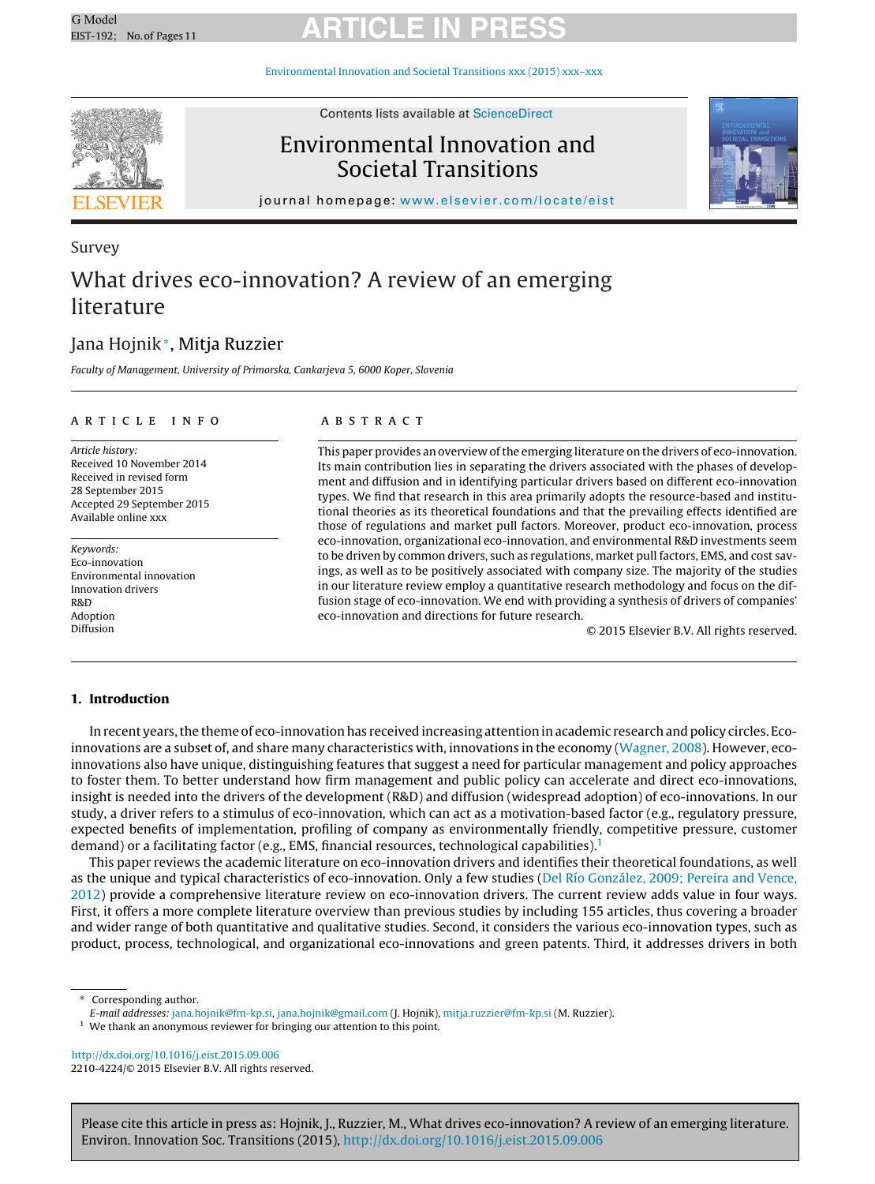Survey

# What drives eco-innovation? A review of an emerging literature

Jana Hojnik*, Mitja Ruzzier

*Faculty of Management, University of Primorska, Cankarjeva 5, 6000 Koper, Slovenia*

**ARTICLE INFO**

*Article history:*
Received 10 November 2014
Received in revised form
28 September 2015
Accepted 29 September 2015
Available online xxx

*Keywords:*
Eco-innovation
Environmental innovation
Innovation drivers
R&D
Adoption
Diffusion

**ABSTRACT**

This paper provides an overview of the emerging literature on the drivers of eco-innovation. Its main contribution lies in separating the drivers associated with the phases of development and diffusion and in identifying particular drivers based on different eco-innovation types. We find that research in this area primarily adopts the resource-based and institutional theories as its theoretical foundations and that the prevailing effects identified are those of regulations and market pull factors. Moreover, product eco-innovation, process eco-innovation, organizational eco-innovation, and environmental R&D investments seem to be driven by common drivers, such as regulations, market pull factors, EMS, and cost savings, as well as to be positively associated with company size. The majority of the studies in our literature review employ a quantitative research methodology and focus on the diffusion stage of eco-innovation. We end with providing a synthesis of drivers of companies' eco-innovation and directions for future research.

© 2015 Elsevier B.V. All rights reserved.

## 1. Introduction

In recent years, the theme of eco-innovation has received increasing attention in academic research and policy circles. Eco-innovations are a subset of, and share many characteristics with, innovations in the economy (Wagner, 2008). However, eco-innovations also have unique, distinguishing features that suggest a need for particular management and policy approaches to foster them. To better understand how firm management and public policy can accelerate and direct eco-innovations, insight is needed into the drivers of the development (R&D) and diffusion (widespread adoption) of eco-innovations. In our study, a driver refers to a stimulus of eco-innovation, which can act as a motivation-based factor (e.g., regulatory pressure, expected benefits of implementation, profiling of company as environmentally friendly, competitive pressure, customer demand) or a facilitating factor (e.g., EMS, financial resources, technological capabilities).[1]

This paper reviews the academic literature on eco-innovation drivers and identifies their theoretical foundations, as well as the unique and typical characteristics of eco-innovation. Only a few studies (Del Río González, 2009; Pereira and Vence, 2012) provide a comprehensive literature review on eco-innovation drivers. The current review adds value in four ways. First, it offers a more complete literature overview than previous studies by including 155 articles, thus covering a broader and wider range of both quantitative and qualitative studies. Second, it considers the various eco-innovation types, such as product, process, technological, and organizational eco-innovations and green patents. Third, it addresses drivers in both

---

* Corresponding author.
*E-mail addresses:* jana.hojnik@fm-kp.si, jana.hojnik@gmail.com (J. Hojnik), mitja.ruzzier@fm-kp.si (M. Ruzzier).
[1] We thank an anonymous reviewer for bringing our attention to this point.

http://dx.doi.org/10.1016/j.eist.2015.09.006
2210-4224/© 2015 Elsevier B.V. All rights reserved.

Please cite this article in press as: Hojnik, J., Ruzzier, M., What drives eco-innovation? A review of an emerging literature. Environ. Innovation Soc. Transitions (2015), http://dx.doi.org/10.1016/j.eist.2015.09.006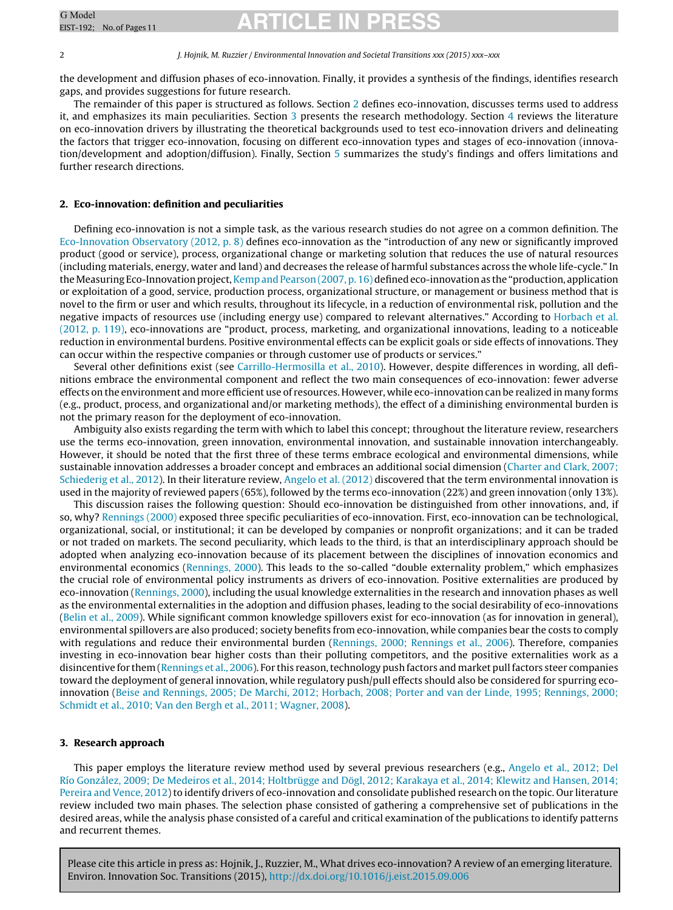the development and diffusion phases of eco-innovation. Finally, it provides a synthesis of the findings, identifies research gaps, and provides suggestions for future research.

The remainder of this paper is structured as follows. Section 2 defines eco-innovation, discusses terms used to address it, and emphasizes its main peculiarities. Section 3 presents the research methodology. Section 4 reviews the literature on eco-innovation drivers by illustrating the theoretical backgrounds used to test eco-innovation drivers and delineating the factors that trigger eco-innovation, focusing on different eco-innovation types and stages of eco-innovation (innovation/development and adoption/diffusion). Finally, Section 5 summarizes the study's findings and offers limitations and further research directions.

## 2. Eco-innovation: definition and peculiarities

Defining eco-innovation is not a simple task, as the various research studies do not agree on a common definition. The Eco-Innovation Observatory (2012, p. 8) defines eco-innovation as the "introduction of any new or significantly improved product (good or service), process, organizational change or marketing solution that reduces the use of natural resources (including materials, energy, water and land) and decreases the release of harmful substances across the whole life-cycle." In the Measuring Eco-Innovation project, Kemp and Pearson (2007, p. 16) defined eco-innovation as the "production, application or exploitation of a good, service, production process, organizational structure, or management or business method that is novel to the firm or user and which results, throughout its lifecycle, in a reduction of environmental risk, pollution and the negative impacts of resources use (including energy use) compared to relevant alternatives." According to Horbach et al. (2012, p. 119), eco-innovations are "product, process, marketing, and organizational innovations, leading to a noticeable reduction in environmental burdens. Positive environmental effects can be explicit goals or side effects of innovations. They can occur within the respective companies or through customer use of products or services."

Several other definitions exist (see Carrillo-Hermosilla et al., 2010). However, despite differences in wording, all definitions embrace the environmental component and reflect the two main consequences of eco-innovation: fewer adverse effects on the environment and more efficient use of resources. However, while eco-innovation can be realized in many forms (e.g., product, process, and organizational and/or marketing methods), the effect of a diminishing environmental burden is not the primary reason for the deployment of eco-innovation.

Ambiguity also exists regarding the term with which to label this concept; throughout the literature review, researchers use the terms eco-innovation, green innovation, environmental innovation, and sustainable innovation interchangeably. However, it should be noted that the first three of these terms embrace ecological and environmental dimensions, while sustainable innovation addresses a broader concept and embraces an additional social dimension (Charter and Clark, 2007; Schiederig et al., 2012). In their literature review, Angelo et al. (2012) discovered that the term environmental innovation is used in the majority of reviewed papers (65%), followed by the terms eco-innovation (22%) and green innovation (only 13%).

This discussion raises the following question: Should eco-innovation be distinguished from other innovations, and, if so, why? Rennings (2000) exposed three specific peculiarities of eco-innovation. First, eco-innovation can be technological, organizational, social, or institutional; it can be developed by companies or nonprofit organizations; and it can be traded or not traded on markets. The second peculiarity, which leads to the third, is that an interdisciplinary approach should be adopted when analyzing eco-innovation because of its placement between the disciplines of innovation economics and environmental economics (Rennings, 2000). This leads to the so-called "double externality problem," which emphasizes the crucial role of environmental policy instruments as drivers of eco-innovation. Positive externalities are produced by eco-innovation (Rennings, 2000), including the usual knowledge externalities in the research and innovation phases as well as the environmental externalities in the adoption and diffusion phases, leading to the social desirability of eco-innovations (Belin et al., 2009). While significant common knowledge spillovers exist for eco-innovation (as for innovation in general), environmental spillovers are also produced; society benefits from eco-innovation, while companies bear the costs to comply with regulations and reduce their environmental burden (Rennings, 2000; Rennings et al., 2006). Therefore, companies investing in eco-innovation bear higher costs than their polluting competitors, and the positive externalities work as a disincentive for them (Rennings et al., 2006). For this reason, technology push factors and market pull factors steer companies toward the deployment of general innovation, while regulatory push/pull effects should also be considered for spurring eco-innovation (Beise and Rennings, 2005; De Marchi, 2012; Horbach, 2008; Porter and van der Linde, 1995; Rennings, 2000; Schmidt et al., 2010; Van den Bergh et al., 2011; Wagner, 2008).

## 3. Research approach

This paper employs the literature review method used by several previous researchers (e.g., Angelo et al., 2012; Del Río González, 2009; De Medeiros et al., 2014; Holtbrügge and Dögl, 2012; Karakaya et al., 2014; Klewitz and Hansen, 2014; Pereira and Vence, 2012) to identify drivers of eco-innovation and consolidate published research on the topic. Our literature review included two main phases. The selection phase consisted of gathering a comprehensive set of publications in the desired areas, while the analysis phase consisted of a careful and critical examination of the publications to identify patterns and recurrent themes.

Please cite this article in press as: Hojnik, J., Ruzzier, M., What drives eco-innovation? A review of an emerging literature. Environ. Innovation Soc. Transitions (2015), http://dx.doi.org/10.1016/j.eist.2015.09.006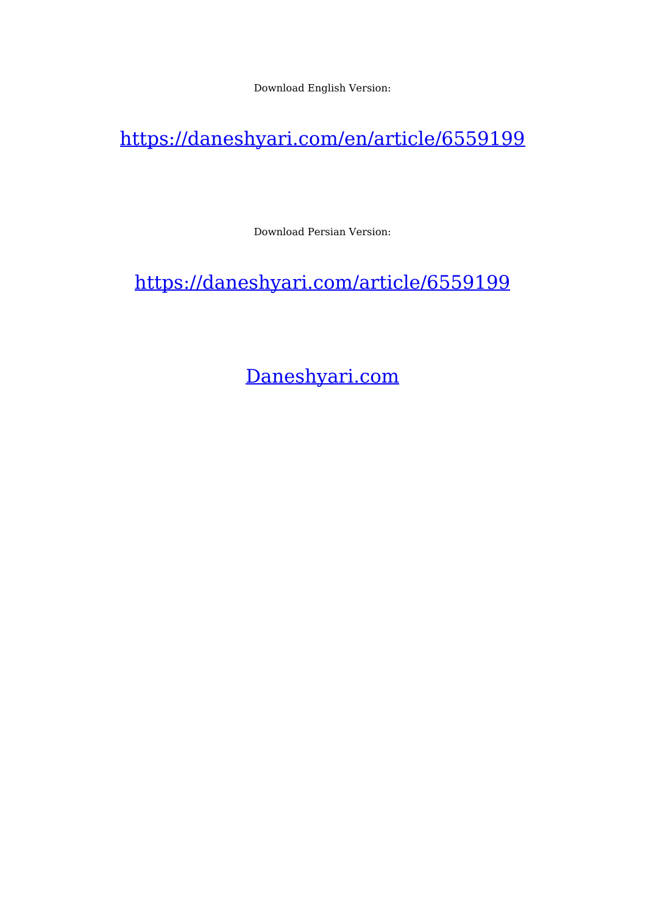Download English Version:

https://daneshyari.com/en/article/6559199

Download Persian Version:

https://daneshyari.com/article/6559199

Daneshyari.com